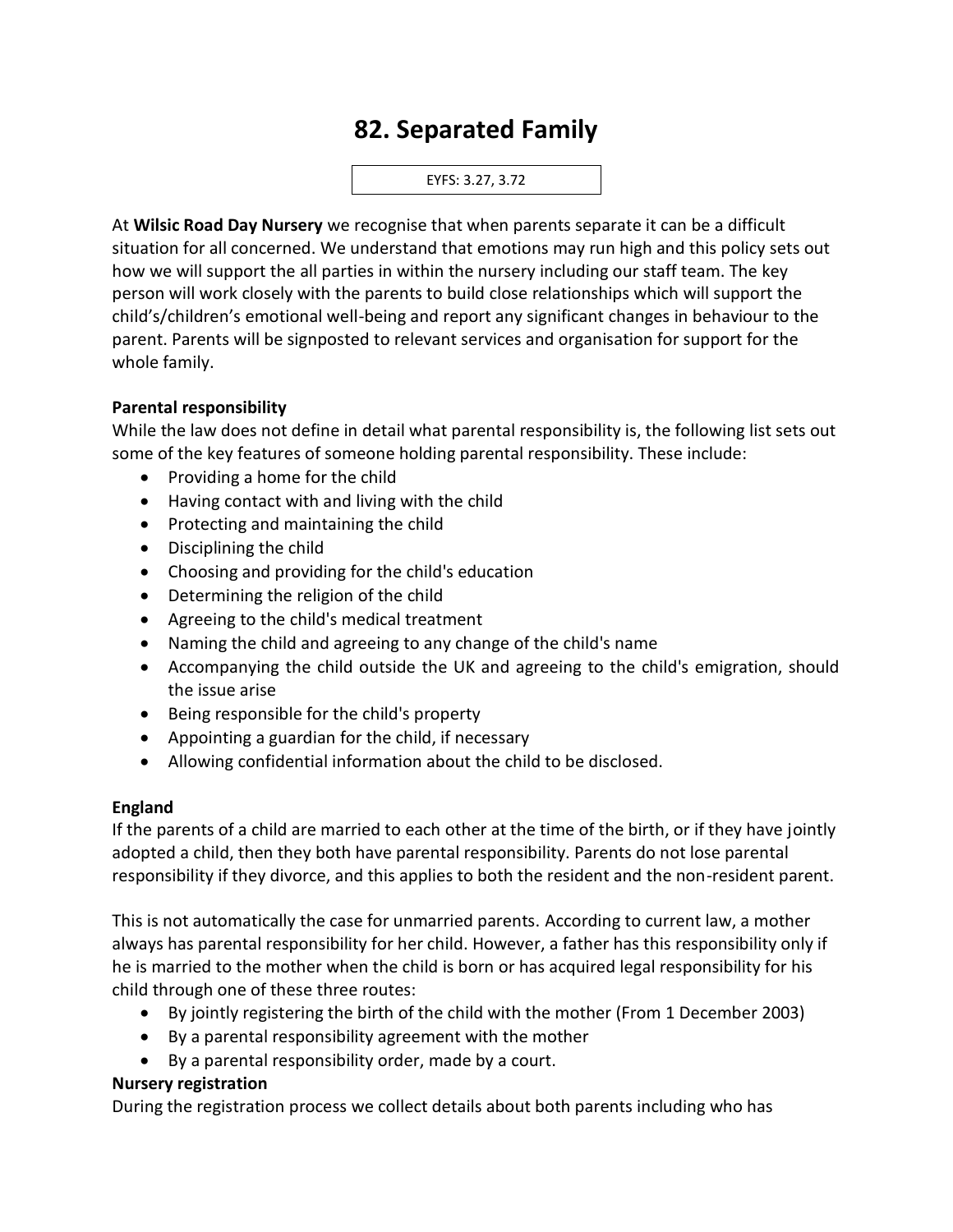# 82. Separated Family

EYFS: 3.27, 3.72

At **Wilsic Road Day Nursery** we recognise that when parents separate it can be a difficult situation for all concerned. We understand that emotions may run high and this policy sets out how we will support the all parties in within the nursery including our staff team. The key person will work closely with the parents to build close relationships which will support the child's/children's emotional well-being and report any significant changes in behaviour to the parent. Parents will be signposted to relevant services and organisation for support for the whole family.

**Parental responsibility**

While the law does not define in detail what parental responsibility is, the following list sets out some of the key features of someone holding parental responsibility. These include:

- Providing a home for the child
- Having contact with and living with the child
- Protecting and maintaining the child
- Disciplining the child
- Choosing and providing for the child's education
- Determining the religion of the child
- Agreeing to the child's medical treatment
- Naming the child and agreeing to any change of the child's name
- Accompanying the child outside the UK and agreeing to the child's emigration, should the issue arise
- Being responsible for the child's property
- Appointing a guardian for the child, if necessary
- Allowing confidential information about the child to be disclosed.

**England**

If the parents of a child are married to each other at the time of the birth, or if they have jointly adopted a child, then they both have parental responsibility. Parents do not lose parental responsibility if they divorce, and this applies to both the resident and the non-resident parent.

This is not automatically the case for unmarried parents. According to current law, a mother always has parental responsibility for her child. However, a father has this responsibility only if he is married to the mother when the child is born or has acquired legal responsibility for his child through one of these three routes:

- By jointly registering the birth of the child with the mother (From 1 December 2003)
- By a parental responsibility agreement with the mother
- By a parental responsibility order, made by a court.

**Nursery registration**

During the registration process we collect details about both parents including who has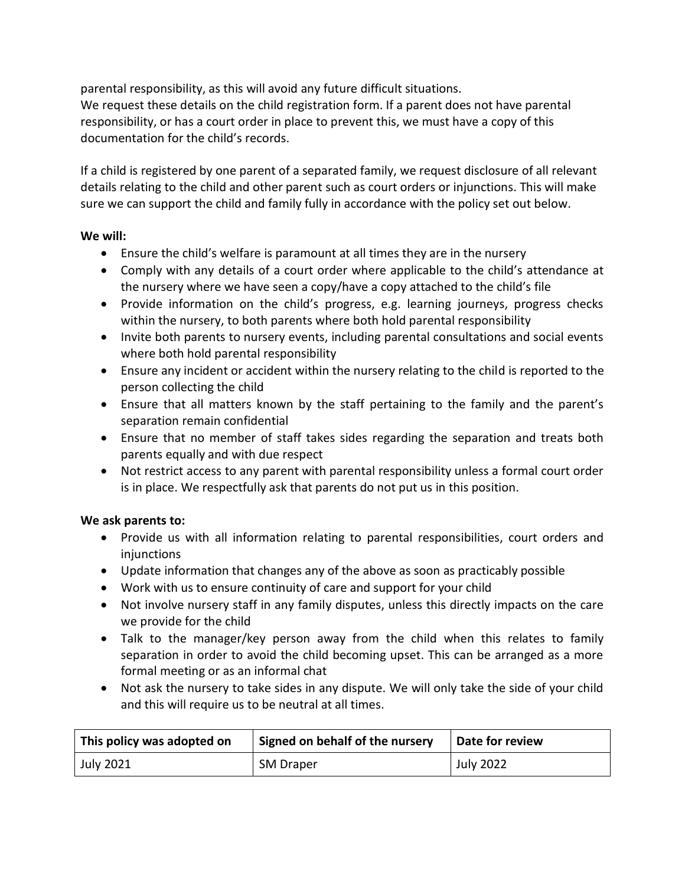parental responsibility, as this will avoid any future difficult situations.
We request these details on the child registration form. If a parent does not have parental responsibility, or has a court order in place to prevent this, we must have a copy of this documentation for the child's records.

If a child is registered by one parent of a separated family, we request disclosure of all relevant details relating to the child and other parent such as court orders or injunctions. This will make sure we can support the child and family fully in accordance with the policy set out below.

**We will:**

- Ensure the child's welfare is paramount at all times they are in the nursery
- Comply with any details of a court order where applicable to the child's attendance at the nursery where we have seen a copy/have a copy attached to the child's file
- Provide information on the child's progress, e.g. learning journeys, progress checks within the nursery, to both parents where both hold parental responsibility
- Invite both parents to nursery events, including parental consultations and social events where both hold parental responsibility
- Ensure any incident or accident within the nursery relating to the child is reported to the person collecting the child
- Ensure that all matters known by the staff pertaining to the family and the parent's separation remain confidential
- Ensure that no member of staff takes sides regarding the separation and treats both parents equally and with due respect
- Not restrict access to any parent with parental responsibility unless a formal court order is in place. We respectfully ask that parents do not put us in this position.

**We ask parents to:**

- Provide us with all information relating to parental responsibilities, court orders and injunctions
- Update information that changes any of the above as soon as practicably possible
- Work with us to ensure continuity of care and support for your child
- Not involve nursery staff in any family disputes, unless this directly impacts on the care we provide for the child
- Talk to the manager/key person away from the child when this relates to family separation in order to avoid the child becoming upset. This can be arranged as a more formal meeting or as an informal chat
- Not ask the nursery to take sides in any dispute. We will only take the side of your child and this will require us to be neutral at all times.

| This policy was adopted on | Signed on behalf of the nursery | Date for review |
|---|---|---|
| July 2021 | SM Draper | July 2022 |